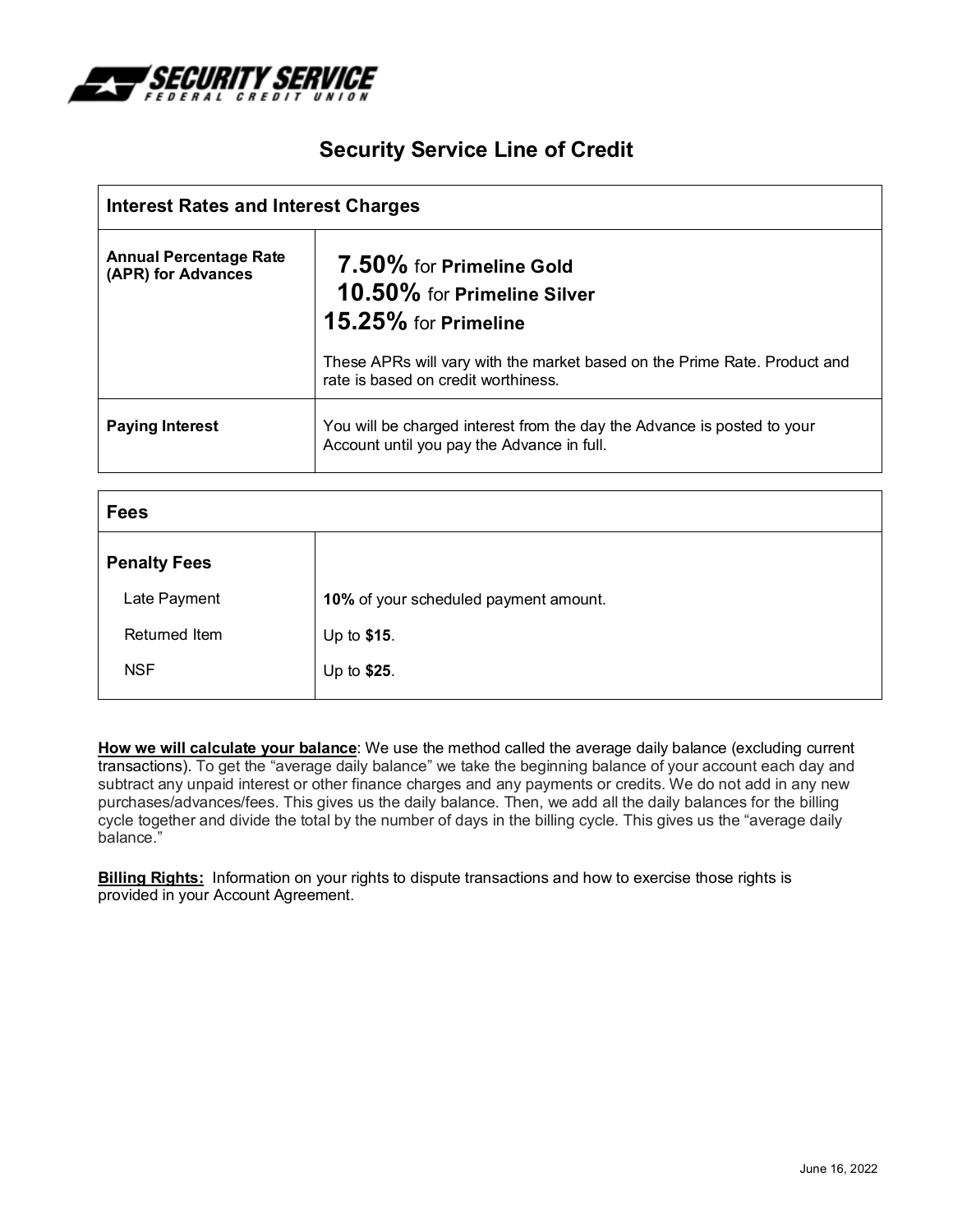SECURITY SERVICE FEDERAL CREDIT UNION

# Security Service Line of Credit

| Interest Rates and Interest Charges | |
|---|---|
| **Annual Percentage Rate (APR) for Advances** | **7.50%** for **Primeline Gold**<br>**10.50%** for **Primeline Silver**<br>**15.25%** for **Primeline**<br><br>These APRs will vary with the market based on the Prime Rate. Product and rate is based on credit worthiness. |
| **Paying Interest** | You will be charged interest from the day the Advance is posted to your Account until you pay the Advance in full. |

| Fees | |
|---|---|
| **Penalty Fees** | |
| Late Payment | **10%** of your scheduled payment amount. |
| Returned Item | Up to **$15**. |
| NSF | Up to **$25**. |

**How we will calculate your balance**: We use the method called the average daily balance (excluding current transactions). To get the "average daily balance" we take the beginning balance of your account each day and subtract any unpaid interest or other finance charges and any payments or credits. We do not add in any new purchases/advances/fees. This gives us the daily balance. Then, we add all the daily balances for the billing cycle together and divide the total by the number of days in the billing cycle. This gives us the "average daily balance."

**Billing Rights:** Information on your rights to dispute transactions and how to exercise those rights is provided in your Account Agreement.

June 16, 2022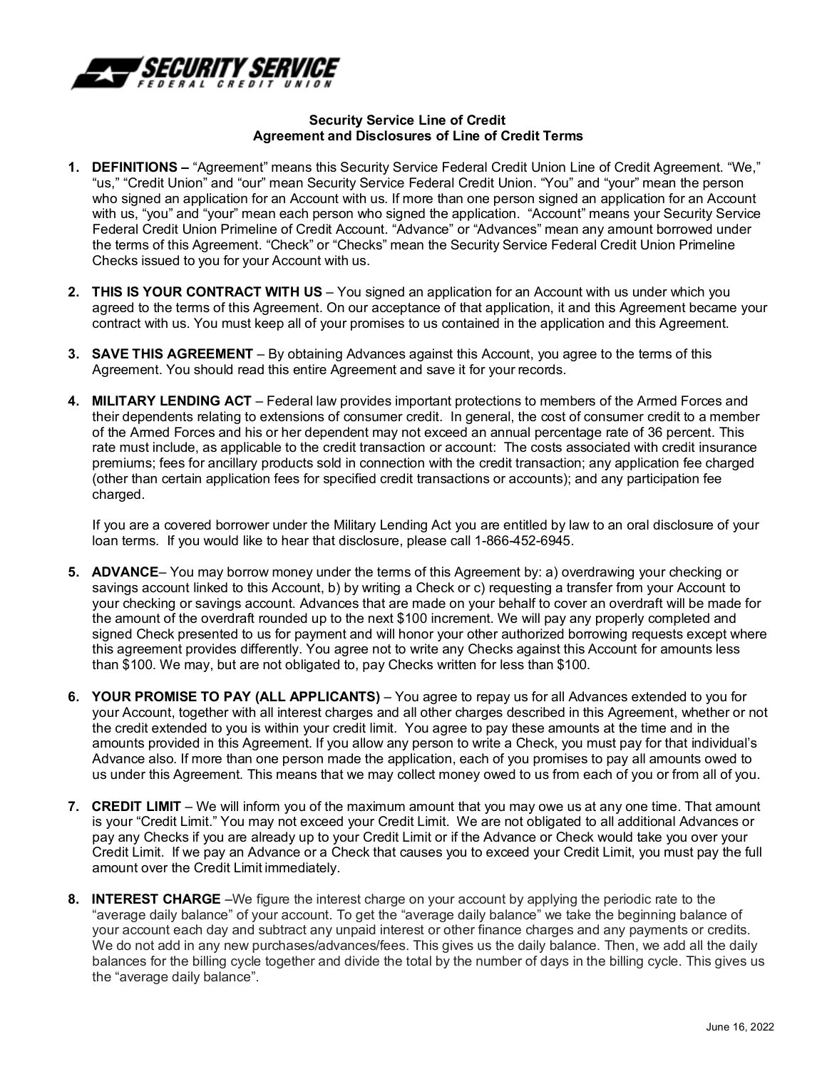SECURITY SERVICE FEDERAL CREDIT UNION

**Security Service Line of Credit**
**Agreement and Disclosures of Line of Credit Terms**

1. **DEFINITIONS –** "Agreement" means this Security Service Federal Credit Union Line of Credit Agreement. "We," "us," "Credit Union" and "our" mean Security Service Federal Credit Union. "You" and "your" mean the person who signed an application for an Account with us. If more than one person signed an application for an Account with us, "you" and "your" mean each person who signed the application. "Account" means your Security Service Federal Credit Union Primeline of Credit Account. "Advance" or "Advances" mean any amount borrowed under the terms of this Agreement. "Check" or "Checks" mean the Security Service Federal Credit Union Primeline Checks issued to you for your Account with us.

2. **THIS IS YOUR CONTRACT WITH US** – You signed an application for an Account with us under which you agreed to the terms of this Agreement. On our acceptance of that application, it and this Agreement became your contract with us. You must keep all of your promises to us contained in the application and this Agreement.

3. **SAVE THIS AGREEMENT** – By obtaining Advances against this Account, you agree to the terms of this Agreement. You should read this entire Agreement and save it for your records.

4. **MILITARY LENDING ACT** – Federal law provides important protections to members of the Armed Forces and their dependents relating to extensions of consumer credit. In general, the cost of consumer credit to a member of the Armed Forces and his or her dependent may not exceed an annual percentage rate of 36 percent. This rate must include, as applicable to the credit transaction or account: The costs associated with credit insurance premiums; fees for ancillary products sold in connection with the credit transaction; any application fee charged (other than certain application fees for specified credit transactions or accounts); and any participation fee charged.

   If you are a covered borrower under the Military Lending Act you are entitled by law to an oral disclosure of your loan terms. If you would like to hear that disclosure, please call 1-866-452-6945.

5. **ADVANCE**– You may borrow money under the terms of this Agreement by: a) overdrawing your checking or savings account linked to this Account, b) by writing a Check or c) requesting a transfer from your Account to your checking or savings account. Advances that are made on your behalf to cover an overdraft will be made for the amount of the overdraft rounded up to the next $100 increment. We will pay any properly completed and signed Check presented to us for payment and will honor your other authorized borrowing requests except where this agreement provides differently. You agree not to write any Checks against this Account for amounts less than $100. We may, but are not obligated to, pay Checks written for less than $100.

6. **YOUR PROMISE TO PAY (ALL APPLICANTS)** – You agree to repay us for all Advances extended to you for your Account, together with all interest charges and all other charges described in this Agreement, whether or not the credit extended to you is within your credit limit. You agree to pay these amounts at the time and in the amounts provided in this Agreement. If you allow any person to write a Check, you must pay for that individual's Advance also. If more than one person made the application, each of you promises to pay all amounts owed to us under this Agreement. This means that we may collect money owed to us from each of you or from all of you.

7. **CREDIT LIMIT** – We will inform you of the maximum amount that you may owe us at any one time. That amount is your "Credit Limit." You may not exceed your Credit Limit. We are not obligated to all additional Advances or pay any Checks if you are already up to your Credit Limit or if the Advance or Check would take you over your Credit Limit. If we pay an Advance or a Check that causes you to exceed your Credit Limit, you must pay the full amount over the Credit Limit immediately.

8. **INTEREST CHARGE** –We figure the interest charge on your account by applying the periodic rate to the "average daily balance" of your account. To get the "average daily balance" we take the beginning balance of your account each day and subtract any unpaid interest or other finance charges and any payments or credits. We do not add in any new purchases/advances/fees. This gives us the daily balance. Then, we add all the daily balances for the billing cycle together and divide the total by the number of days in the billing cycle. This gives us the "average daily balance".

June 16, 2022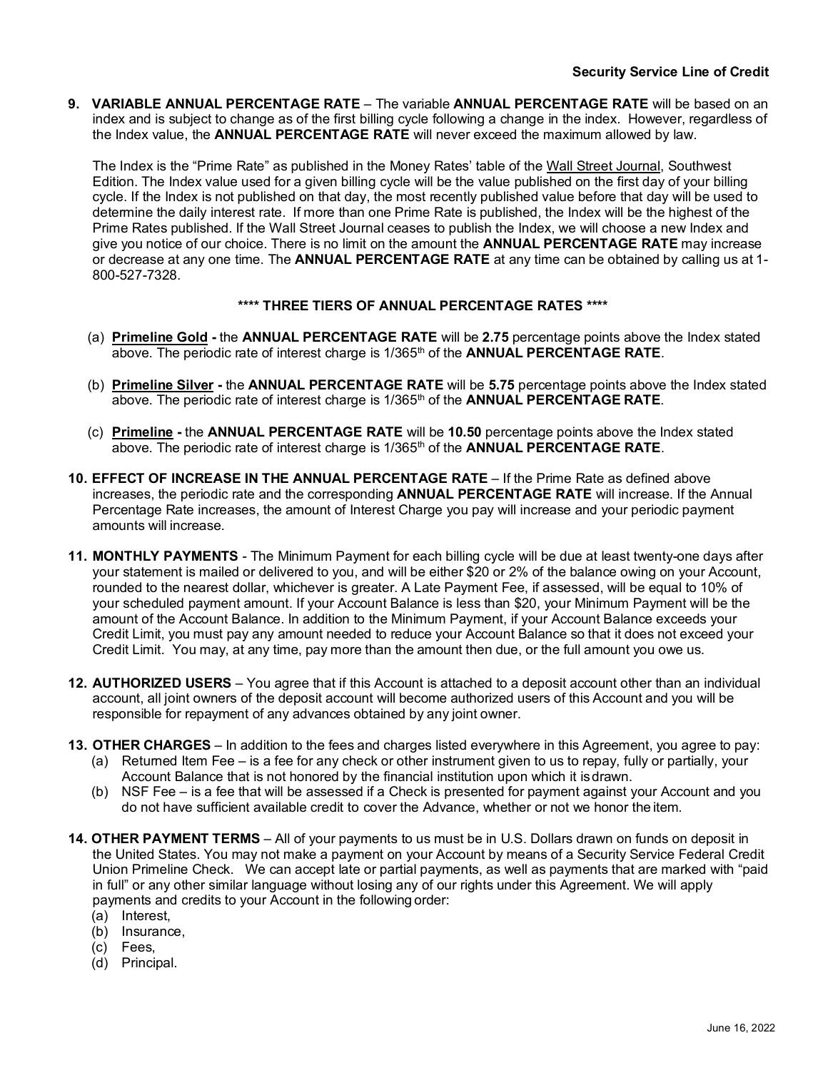**9. VARIABLE ANNUAL PERCENTAGE RATE** – The variable **ANNUAL PERCENTAGE RATE** will be based on an index and is subject to change as of the first billing cycle following a change in the index. However, regardless of the Index value, the **ANNUAL PERCENTAGE RATE** will never exceed the maximum allowed by law.

The Index is the "Prime Rate" as published in the Money Rates' table of the Wall Street Journal, Southwest Edition. The Index value used for a given billing cycle will be the value published on the first day of your billing cycle. If the Index is not published on that day, the most recently published value before that day will be used to determine the daily interest rate. If more than one Prime Rate is published, the Index will be the highest of the Prime Rates published. If the Wall Street Journal ceases to publish the Index, we will choose a new Index and give you notice of our choice. There is no limit on the amount the **ANNUAL PERCENTAGE RATE** may increase or decrease at any one time. The **ANNUAL PERCENTAGE RATE** at any time can be obtained by calling us at 1-800-527-7328.

**\*\*\*\* THREE TIERS OF ANNUAL PERCENTAGE RATES \*\*\*\***

(a) **Primeline Gold -** the **ANNUAL PERCENTAGE RATE** will be **2.75** percentage points above the Index stated above. The periodic rate of interest charge is 1/365th of the **ANNUAL PERCENTAGE RATE**.

(b) **Primeline Silver -** the **ANNUAL PERCENTAGE RATE** will be **5.75** percentage points above the Index stated above. The periodic rate of interest charge is 1/365th of the **ANNUAL PERCENTAGE RATE**.

(c) **Primeline -** the **ANNUAL PERCENTAGE RATE** will be **10.50** percentage points above the Index stated above. The periodic rate of interest charge is 1/365th of the **ANNUAL PERCENTAGE RATE**.

**10. EFFECT OF INCREASE IN THE ANNUAL PERCENTAGE RATE** – If the Prime Rate as defined above increases, the periodic rate and the corresponding **ANNUAL PERCENTAGE RATE** will increase. If the Annual Percentage Rate increases, the amount of Interest Charge you pay will increase and your periodic payment amounts will increase.

**11. MONTHLY PAYMENTS** - The Minimum Payment for each billing cycle will be due at least twenty-one days after your statement is mailed or delivered to you, and will be either $20 or 2% of the balance owing on your Account, rounded to the nearest dollar, whichever is greater. A Late Payment Fee, if assessed, will be equal to 10% of your scheduled payment amount. If your Account Balance is less than $20, your Minimum Payment will be the amount of the Account Balance. In addition to the Minimum Payment, if your Account Balance exceeds your Credit Limit, you must pay any amount needed to reduce your Account Balance so that it does not exceed your Credit Limit. You may, at any time, pay more than the amount then due, or the full amount you owe us.

**12. AUTHORIZED USERS** – You agree that if this Account is attached to a deposit account other than an individual account, all joint owners of the deposit account will become authorized users of this Account and you will be responsible for repayment of any advances obtained by any joint owner.

**13. OTHER CHARGES** – In addition to the fees and charges listed everywhere in this Agreement, you agree to pay:

(a) Returned Item Fee – is a fee for any check or other instrument given to us to repay, fully or partially, your Account Balance that is not honored by the financial institution upon which it is drawn.

(b) NSF Fee – is a fee that will be assessed if a Check is presented for payment against your Account and you do not have sufficient available credit to cover the Advance, whether or not we honor the item.

**14. OTHER PAYMENT TERMS** – All of your payments to us must be in U.S. Dollars drawn on funds on deposit in the United States. You may not make a payment on your Account by means of a Security Service Federal Credit Union Primeline Check. We can accept late or partial payments, as well as payments that are marked with "paid in full" or any other similar language without losing any of our rights under this Agreement. We will apply payments and credits to your Account in the following order:

(a) Interest,
(b) Insurance,
(c) Fees,
(d) Principal.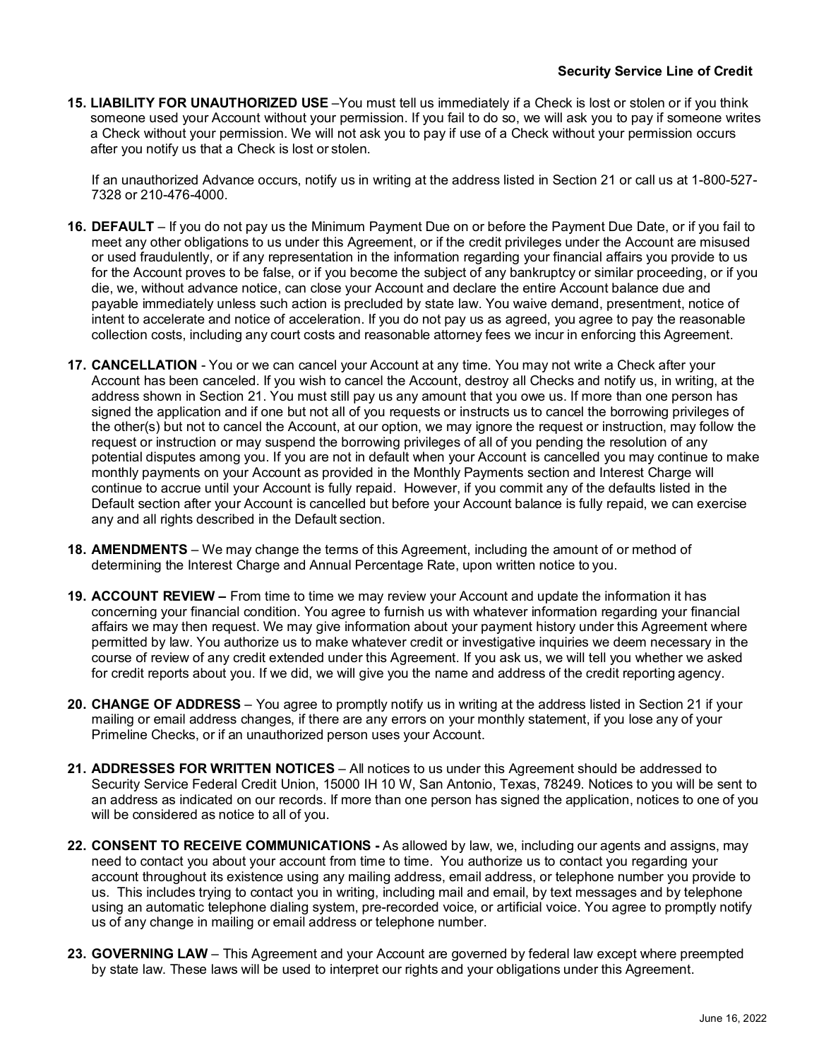**15. LIABILITY FOR UNAUTHORIZED USE** –You must tell us immediately if a Check is lost or stolen or if you think someone used your Account without your permission. If you fail to do so, we will ask you to pay if someone writes a Check without your permission. We will not ask you to pay if use of a Check without your permission occurs after you notify us that a Check is lost or stolen.

If an unauthorized Advance occurs, notify us in writing at the address listed in Section 21 or call us at 1-800-527-7328 or 210-476-4000.

**16. DEFAULT** – If you do not pay us the Minimum Payment Due on or before the Payment Due Date, or if you fail to meet any other obligations to us under this Agreement, or if the credit privileges under the Account are misused or used fraudulently, or if any representation in the information regarding your financial affairs you provide to us for the Account proves to be false, or if you become the subject of any bankruptcy or similar proceeding, or if you die, we, without advance notice, can close your Account and declare the entire Account balance due and payable immediately unless such action is precluded by state law. You waive demand, presentment, notice of intent to accelerate and notice of acceleration. If you do not pay us as agreed, you agree to pay the reasonable collection costs, including any court costs and reasonable attorney fees we incur in enforcing this Agreement.

**17. CANCELLATION** - You or we can cancel your Account at any time. You may not write a Check after your Account has been canceled. If you wish to cancel the Account, destroy all Checks and notify us, in writing, at the address shown in Section 21. You must still pay us any amount that you owe us. If more than one person has signed the application and if one but not all of you requests or instructs us to cancel the borrowing privileges of the other(s) but not to cancel the Account, at our option, we may ignore the request or instruction, may follow the request or instruction or may suspend the borrowing privileges of all of you pending the resolution of any potential disputes among you. If you are not in default when your Account is cancelled you may continue to make monthly payments on your Account as provided in the Monthly Payments section and Interest Charge will continue to accrue until your Account is fully repaid. However, if you commit any of the defaults listed in the Default section after your Account is cancelled but before your Account balance is fully repaid, we can exercise any and all rights described in the Default section.

**18. AMENDMENTS** – We may change the terms of this Agreement, including the amount of or method of determining the Interest Charge and Annual Percentage Rate, upon written notice to you.

**19. ACCOUNT REVIEW –** From time to time we may review your Account and update the information it has concerning your financial condition. You agree to furnish us with whatever information regarding your financial affairs we may then request. We may give information about your payment history under this Agreement where permitted by law. You authorize us to make whatever credit or investigative inquiries we deem necessary in the course of review of any credit extended under this Agreement. If you ask us, we will tell you whether we asked for credit reports about you. If we did, we will give you the name and address of the credit reporting agency.

**20. CHANGE OF ADDRESS** – You agree to promptly notify us in writing at the address listed in Section 21 if your mailing or email address changes, if there are any errors on your monthly statement, if you lose any of your Primeline Checks, or if an unauthorized person uses your Account.

**21. ADDRESSES FOR WRITTEN NOTICES** – All notices to us under this Agreement should be addressed to Security Service Federal Credit Union, 15000 IH 10 W, San Antonio, Texas, 78249. Notices to you will be sent to an address as indicated on our records. If more than one person has signed the application, notices to one of you will be considered as notice to all of you.

**22. CONSENT TO RECEIVE COMMUNICATIONS -** As allowed by law, we, including our agents and assigns, may need to contact you about your account from time to time. You authorize us to contact you regarding your account throughout its existence using any mailing address, email address, or telephone number you provide to us. This includes trying to contact you in writing, including mail and email, by text messages and by telephone using an automatic telephone dialing system, pre-recorded voice, or artificial voice. You agree to promptly notify us of any change in mailing or email address or telephone number.

**23. GOVERNING LAW** – This Agreement and your Account are governed by federal law except where preempted by state law. These laws will be used to interpret our rights and your obligations under this Agreement.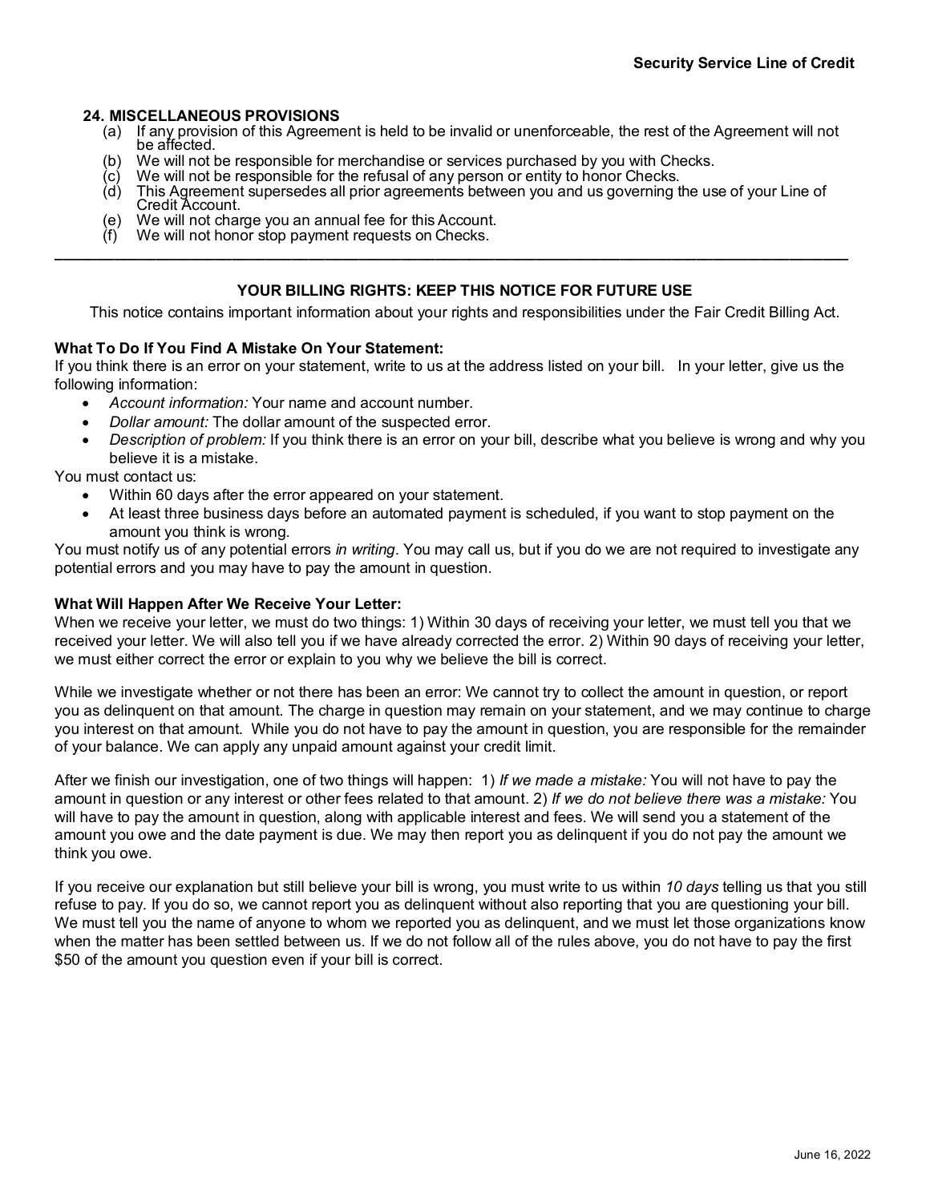## 24. MISCELLANEOUS PROVISIONS

(a) If any provision of this Agreement is held to be invalid or unenforceable, the rest of the Agreement will not be affected.
(b) We will not be responsible for merchandise or services purchased by you with Checks.
(c) We will not be responsible for the refusal of any person or entity to honor Checks.
(d) This Agreement supersedes all prior agreements between you and us governing the use of your Line of Credit Account.
(e) We will not charge you an annual fee for this Account.
(f) We will not honor stop payment requests on Checks.

---

## YOUR BILLING RIGHTS: KEEP THIS NOTICE FOR FUTURE USE

This notice contains important information about your rights and responsibilities under the Fair Credit Billing Act.

### What To Do If You Find A Mistake On Your Statement:

If you think there is an error on your statement, write to us at the address listed on your bill. In your letter, give us the following information:

- *Account information:* Your name and account number.
- *Dollar amount:* The dollar amount of the suspected error.
- *Description of problem:* If you think there is an error on your bill, describe what you believe is wrong and why you believe it is a mistake.

You must contact us:

- Within 60 days after the error appeared on your statement.
- At least three business days before an automated payment is scheduled, if you want to stop payment on the amount you think is wrong.

You must notify us of any potential errors *in writing*. You may call us, but if you do we are not required to investigate any potential errors and you may have to pay the amount in question.

### What Will Happen After We Receive Your Letter:

When we receive your letter, we must do two things: 1) Within 30 days of receiving your letter, we must tell you that we received your letter. We will also tell you if we have already corrected the error. 2) Within 90 days of receiving your letter, we must either correct the error or explain to you why we believe the bill is correct.

While we investigate whether or not there has been an error: We cannot try to collect the amount in question, or report you as delinquent on that amount. The charge in question may remain on your statement, and we may continue to charge you interest on that amount. While you do not have to pay the amount in question, you are responsible for the remainder of your balance. We can apply any unpaid amount against your credit limit.

After we finish our investigation, one of two things will happen: 1) *If we made a mistake:* You will not have to pay the amount in question or any interest or other fees related to that amount. 2) *If we do not believe there was a mistake:* You will have to pay the amount in question, along with applicable interest and fees. We will send you a statement of the amount you owe and the date payment is due. We may then report you as delinquent if you do not pay the amount we think you owe.

If you receive our explanation but still believe your bill is wrong, you must write to us within *10 days* telling us that you still refuse to pay. If you do so, we cannot report you as delinquent without also reporting that you are questioning your bill. We must tell you the name of anyone to whom we reported you as delinquent, and we must let those organizations know when the matter has been settled between us. If we do not follow all of the rules above, you do not have to pay the first $50 of the amount you question even if your bill is correct.